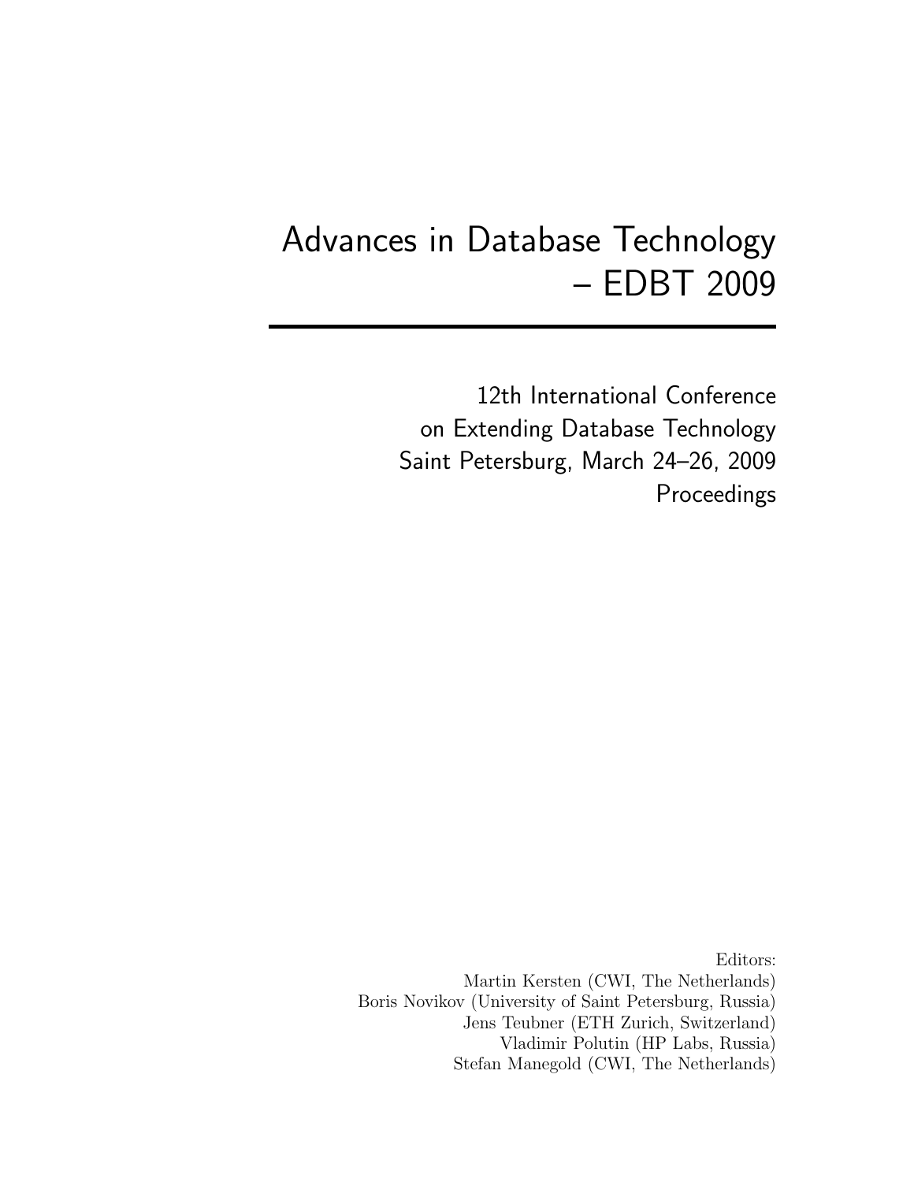# Advances in Database Technology – EDBT 2009

12th International Conference
on Extending Database Technology
Saint Petersburg, March 24–26, 2009
Proceedings

Editors:
Martin Kersten (CWI, The Netherlands)
Boris Novikov (University of Saint Petersburg, Russia)
Jens Teubner (ETH Zurich, Switzerland)
Vladimir Polutin (HP Labs, Russia)
Stefan Manegold (CWI, The Netherlands)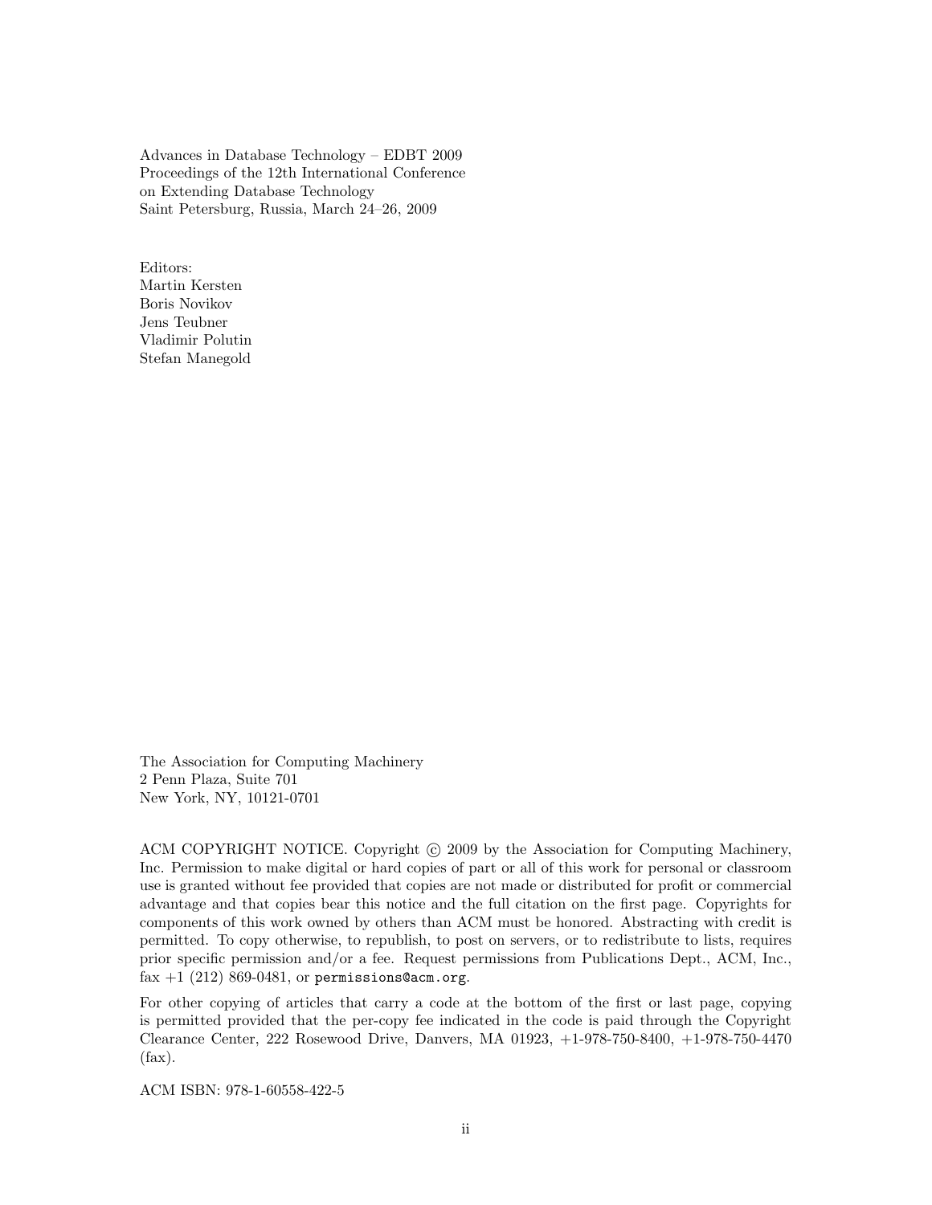Advances in Database Technology – EDBT 2009
Proceedings of the 12th International Conference
on Extending Database Technology
Saint Petersburg, Russia, March 24–26, 2009

Editors:
Martin Kersten
Boris Novikov
Jens Teubner
Vladimir Polutin
Stefan Manegold

The Association for Computing Machinery
2 Penn Plaza, Suite 701
New York, NY, 10121-0701

ACM COPYRIGHT NOTICE. Copyright © 2009 by the Association for Computing Machinery, Inc. Permission to make digital or hard copies of part or all of this work for personal or classroom use is granted without fee provided that copies are not made or distributed for profit or commercial advantage and that copies bear this notice and the full citation on the first page. Copyrights for components of this work owned by others than ACM must be honored. Abstracting with credit is permitted. To copy otherwise, to republish, to post on servers, or to redistribute to lists, requires prior specific permission and/or a fee. Request permissions from Publications Dept., ACM, Inc., fax +1 (212) 869-0481, or `permissions@acm.org`.

For other copying of articles that carry a code at the bottom of the first or last page, copying is permitted provided that the per-copy fee indicated in the code is paid through the Copyright Clearance Center, 222 Rosewood Drive, Danvers, MA 01923, +1-978-750-8400, +1-978-750-4470 (fax).

ACM ISBN: 978-1-60558-422-5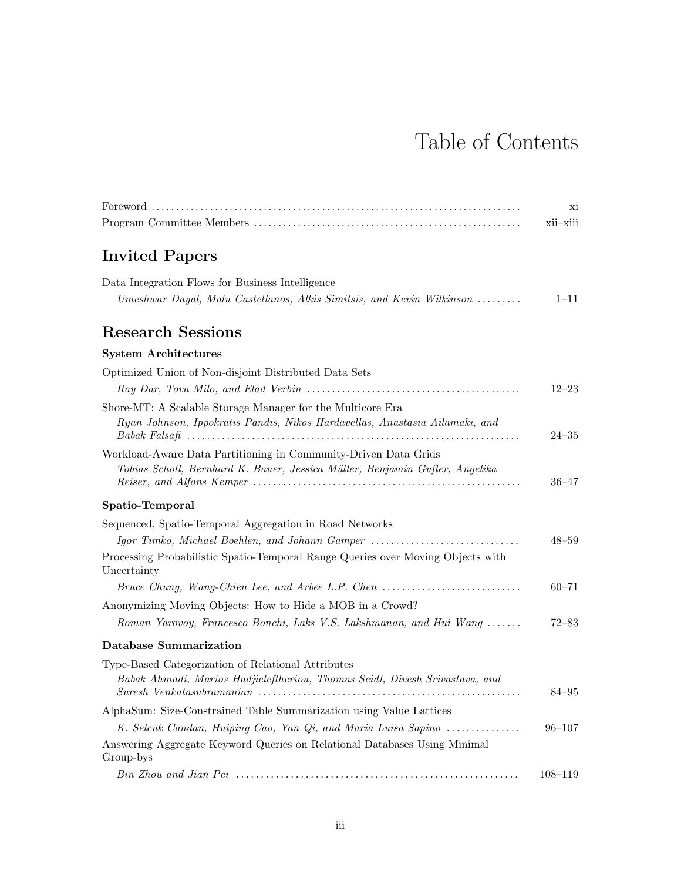# Table of Contents

Foreword ..... xi

Program Committee Members ..... xii–xiii

## Invited Papers

Data Integration Flows for Business Intelligence
*Umeshwar Dayal, Malu Castellanos, Alkis Simitsis, and Kevin Wilkinson* ..... 1–11

## Research Sessions

### System Architectures

Optimized Union of Non-disjoint Distributed Data Sets
*Itay Dar, Tova Milo, and Elad Verbin* ..... 12–23

Shore-MT: A Scalable Storage Manager for the Multicore Era
*Ryan Johnson, Ippokratis Pandis, Nikos Hardavellas, Anastasia Ailamaki, and Babak Falsafi* ..... 24–35

Workload-Aware Data Partitioning in Community-Driven Data Grids
*Tobias Scholl, Bernhard K. Bauer, Jessica Müller, Benjamin Gufler, Angelika Reiser, and Alfons Kemper* ..... 36–47

### Spatio-Temporal

Sequenced, Spatio-Temporal Aggregation in Road Networks
*Igor Timko, Michael Boehlen, and Johann Gamper* ..... 48–59

Processing Probabilistic Spatio-Temporal Range Queries over Moving Objects with Uncertainty
*Bruce Chung, Wang-Chien Lee, and Arbee L.P. Chen* ..... 60–71

Anonymizing Moving Objects: How to Hide a MOB in a Crowd?
*Roman Yarovoy, Francesco Bonchi, Laks V.S. Lakshmanan, and Hui Wang* ..... 72–83

### Database Summarization

Type-Based Categorization of Relational Attributes
*Babak Ahmadi, Marios Hadjieleftheriou, Thomas Seidl, Divesh Srivastava, and Suresh Venkatasubramanian* ..... 84–95

AlphaSum: Size-Constrained Table Summarization using Value Lattices
*K. Selcuk Candan, Huiping Cao, Yan Qi, and Maria Luisa Sapino* ..... 96–107

Answering Aggregate Keyword Queries on Relational Databases Using Minimal Group-bys
*Bin Zhou and Jian Pei* ..... 108–119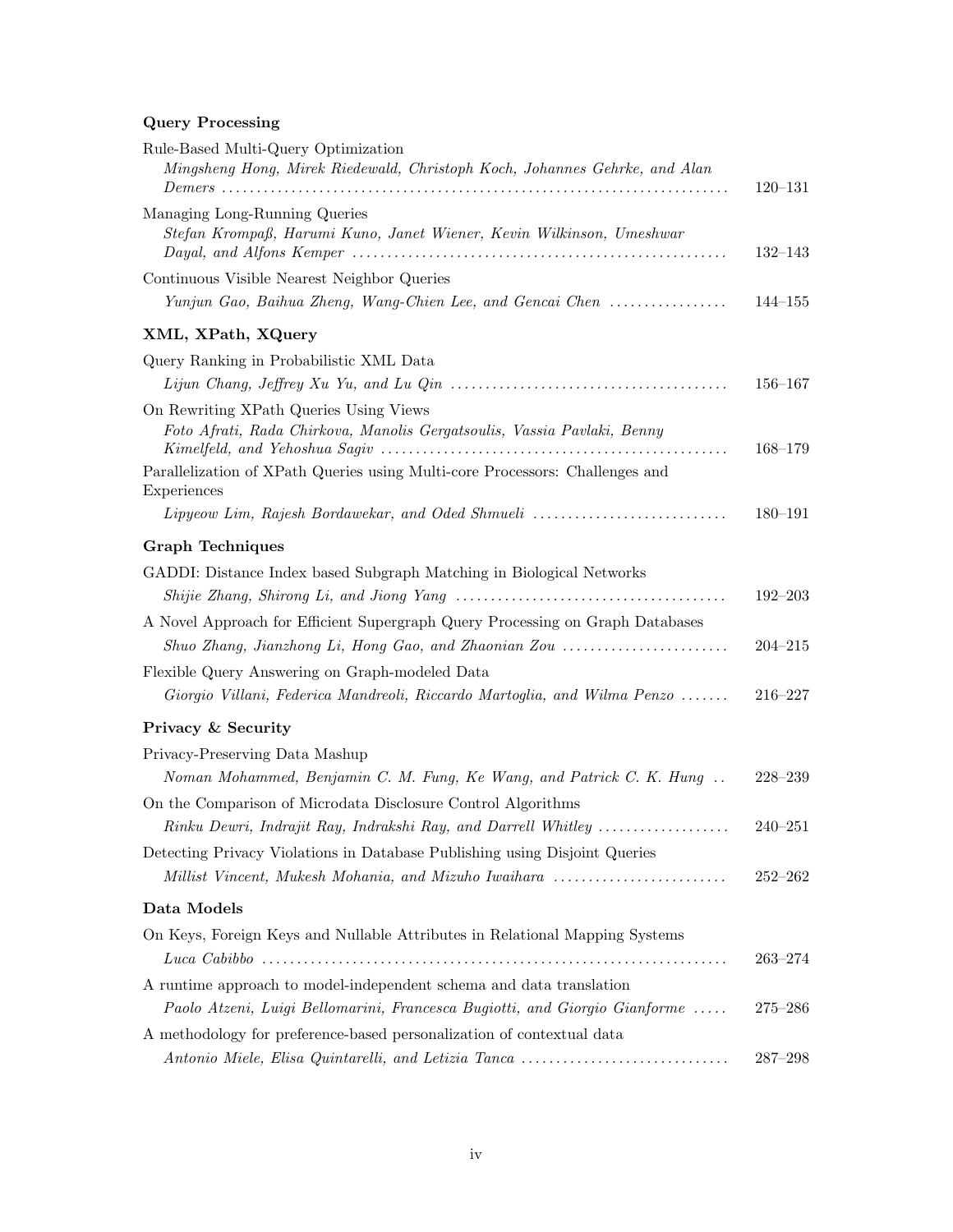### Query Processing

Rule-Based Multi-Query Optimization
*Mingsheng Hong, Mirek Riedewald, Christoph Koch, Johannes Gehrke, and Alan Demers* ........ 120–131

Managing Long-Running Queries
*Stefan Krompaß, Harumi Kuno, Janet Wiener, Kevin Wilkinson, Umeshwar Dayal, and Alfons Kemper* ........ 132–143

Continuous Visible Nearest Neighbor Queries
*Yunjun Gao, Baihua Zheng, Wang-Chien Lee, and Gencai Chen* ........ 144–155

### XML, XPath, XQuery

Query Ranking in Probabilistic XML Data
*Lijun Chang, Jeffrey Xu Yu, and Lu Qin* ........ 156–167

On Rewriting XPath Queries Using Views
*Foto Afrati, Rada Chirkova, Manolis Gergatsoulis, Vassia Pavlaki, Benny Kimelfeld, and Yehoshua Sagiv* ........ 168–179

Parallelization of XPath Queries using Multi-core Processors: Challenges and Experiences
*Lipyeow Lim, Rajesh Bordawekar, and Oded Shmueli* ........ 180–191

### Graph Techniques

GADDI: Distance Index based Subgraph Matching in Biological Networks
*Shijie Zhang, Shirong Li, and Jiong Yang* ........ 192–203

A Novel Approach for Efficient Supergraph Query Processing on Graph Databases
*Shuo Zhang, Jianzhong Li, Hong Gao, and Zhaonian Zou* ........ 204–215

Flexible Query Answering on Graph-modeled Data
*Giorgio Villani, Federica Mandreoli, Riccardo Martoglia, and Wilma Penzo* ........ 216–227

### Privacy & Security

Privacy-Preserving Data Mashup
*Noman Mohammed, Benjamin C. M. Fung, Ke Wang, and Patrick C. K. Hung* ........ 228–239

On the Comparison of Microdata Disclosure Control Algorithms
*Rinku Dewri, Indrajit Ray, Indrakshi Ray, and Darrell Whitley* ........ 240–251

Detecting Privacy Violations in Database Publishing using Disjoint Queries
*Millist Vincent, Mukesh Mohania, and Mizuho Iwaihara* ........ 252–262

### Data Models

On Keys, Foreign Keys and Nullable Attributes in Relational Mapping Systems
*Luca Cabibbo* ........ 263–274

A runtime approach to model-independent schema and data translation
*Paolo Atzeni, Luigi Bellomarini, Francesca Bugiotti, and Giorgio Gianforme* ........ 275–286

A methodology for preference-based personalization of contextual data
*Antonio Miele, Elisa Quintarelli, and Letizia Tanca* ........ 287–298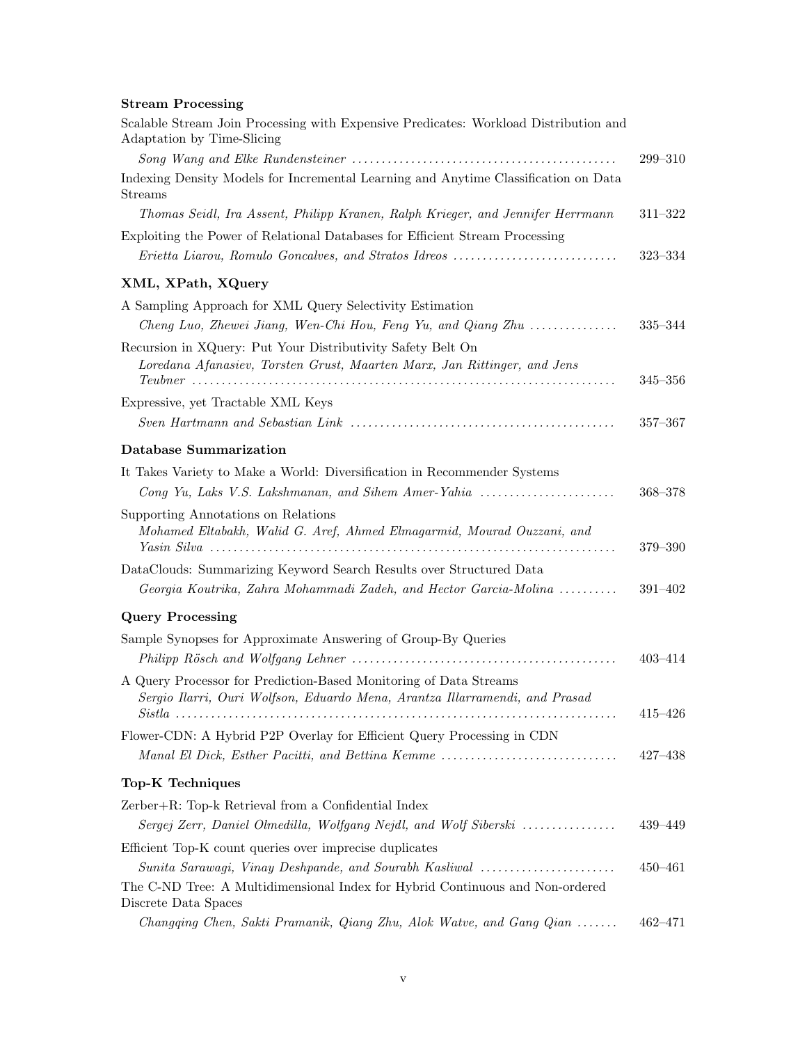### Stream Processing

Scalable Stream Join Processing with Expensive Predicates: Workload Distribution and Adaptation by Time-Slicing
*Song Wang and Elke Rundensteiner* ............ 299–310

Indexing Density Models for Incremental Learning and Anytime Classification on Data Streams
*Thomas Seidl, Ira Assent, Philipp Kranen, Ralph Krieger, and Jennifer Herrmann* 311–322

Exploiting the Power of Relational Databases for Efficient Stream Processing
*Erietta Liarou, Romulo Goncalves, and Stratos Idreos* ............ 323–334

### XML, XPath, XQuery

A Sampling Approach for XML Query Selectivity Estimation
*Cheng Luo, Zhewei Jiang, Wen-Chi Hou, Feng Yu, and Qiang Zhu* ............ 335–344

Recursion in XQuery: Put Your Distributivity Safety Belt On
*Loredana Afanasiev, Torsten Grust, Maarten Marx, Jan Rittinger, and Jens Teubner* ............ 345–356

Expressive, yet Tractable XML Keys
*Sven Hartmann and Sebastian Link* ............ 357–367

### Database Summarization

It Takes Variety to Make a World: Diversification in Recommender Systems
*Cong Yu, Laks V.S. Lakshmanan, and Sihem Amer-Yahia* ............ 368–378

Supporting Annotations on Relations
*Mohamed Eltabakh, Walid G. Aref, Ahmed Elmagarmid, Mourad Ouzzani, and Yasin Silva* ............ 379–390

DataClouds: Summarizing Keyword Search Results over Structured Data
*Georgia Koutrika, Zahra Mohammadi Zadeh, and Hector Garcia-Molina* ............ 391–402

### Query Processing

Sample Synopses for Approximate Answering of Group-By Queries
*Philipp Rösch and Wolfgang Lehner* ............ 403–414

A Query Processor for Prediction-Based Monitoring of Data Streams
*Sergio Ilarri, Ouri Wolfson, Eduardo Mena, Arantza Illarramendi, and Prasad Sistla* ............ 415–426

Flower-CDN: A Hybrid P2P Overlay for Efficient Query Processing in CDN
*Manal El Dick, Esther Pacitti, and Bettina Kemme* ............ 427–438

### Top-K Techniques

Zerber+R: Top-k Retrieval from a Confidential Index
*Sergej Zerr, Daniel Olmedilla, Wolfgang Nejdl, and Wolf Siberski* ............ 439–449

Efficient Top-K count queries over imprecise duplicates
*Sunita Sarawagi, Vinay Deshpande, and Sourabh Kasliwal* ............ 450–461

The C-ND Tree: A Multidimensional Index for Hybrid Continuous and Non-ordered Discrete Data Spaces
*Changqing Chen, Sakti Pramanik, Qiang Zhu, Alok Watve, and Gang Qian* ............ 462–471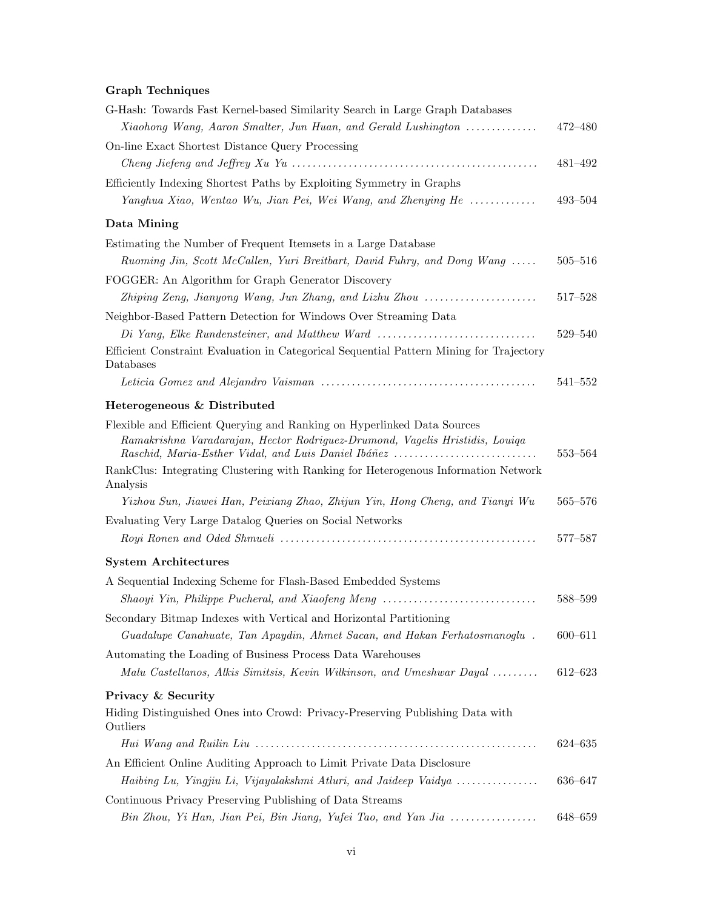### Graph Techniques

G-Hash: Towards Fast Kernel-based Similarity Search in Large Graph Databases
*Xiaohong Wang, Aaron Smalter, Jun Huan, and Gerald Lushington* .............. 472–480

On-line Exact Shortest Distance Query Processing
*Cheng Jiefeng and Jeffrey Xu Yu* .............................................. 481–492

Efficiently Indexing Shortest Paths by Exploiting Symmetry in Graphs
*Yanghua Xiao, Wentao Wu, Jian Pei, Wei Wang, and Zhenying He* ............. 493–504

### Data Mining

Estimating the Number of Frequent Itemsets in a Large Database
*Ruoming Jin, Scott McCallen, Yuri Breitbart, David Fuhry, and Dong Wang* ..... 505–516

FOGGER: An Algorithm for Graph Generator Discovery
*Zhiping Zeng, Jianyong Wang, Jun Zhang, and Lizhu Zhou* ...................... 517–528

Neighbor-Based Pattern Detection for Windows Over Streaming Data
*Di Yang, Elke Rundensteiner, and Matthew Ward* ............................... 529–540

Efficient Constraint Evaluation in Categorical Sequential Pattern Mining for Trajectory Databases
*Leticia Gomez and Alejandro Vaisman* .......................................... 541–552

### Heterogeneous & Distributed

Flexible and Efficient Querying and Ranking on Hyperlinked Data Sources
*Ramakrishna Varadarajan, Hector Rodriguez-Drumond, Vagelis Hristidis, Louiqa Raschid, Maria-Esther Vidal, and Luis Daniel Ibáñez* ............................ 553–564

RankClus: Integrating Clustering with Ranking for Heterogenous Information Network Analysis
*Yizhou Sun, Jiawei Han, Peixiang Zhao, Zhijun Yin, Hong Cheng, and Tianyi Wu* 565–576

Evaluating Very Large Datalog Queries on Social Networks
*Royi Ronen and Oded Shmueli* .................................................. 577–587

### System Architectures

A Sequential Indexing Scheme for Flash-Based Embedded Systems
*Shaoyi Yin, Philippe Pucheral, and Xiaofeng Meng* .............................. 588–599

Secondary Bitmap Indexes with Vertical and Horizontal Partitioning
*Guadalupe Canahuate, Tan Apaydin, Ahmet Sacan, and Hakan Ferhatosmanoglu* . 600–611

Automating the Loading of Business Process Data Warehouses
*Malu Castellanos, Alkis Simitsis, Kevin Wilkinson, and Umeshwar Dayal* ......... 612–623

### Privacy & Security

Hiding Distinguished Ones into Crowd: Privacy-Preserving Publishing Data with Outliers
*Hui Wang and Ruilin Liu* ....................................................... 624–635

An Efficient Online Auditing Approach to Limit Private Data Disclosure
*Haibing Lu, Yingjiu Li, Vijayalakshmi Atluri, and Jaideep Vaidya* ................ 636–647

Continuous Privacy Preserving Publishing of Data Streams
*Bin Zhou, Yi Han, Jian Pei, Bin Jiang, Yufei Tao, and Yan Jia* ................. 648–659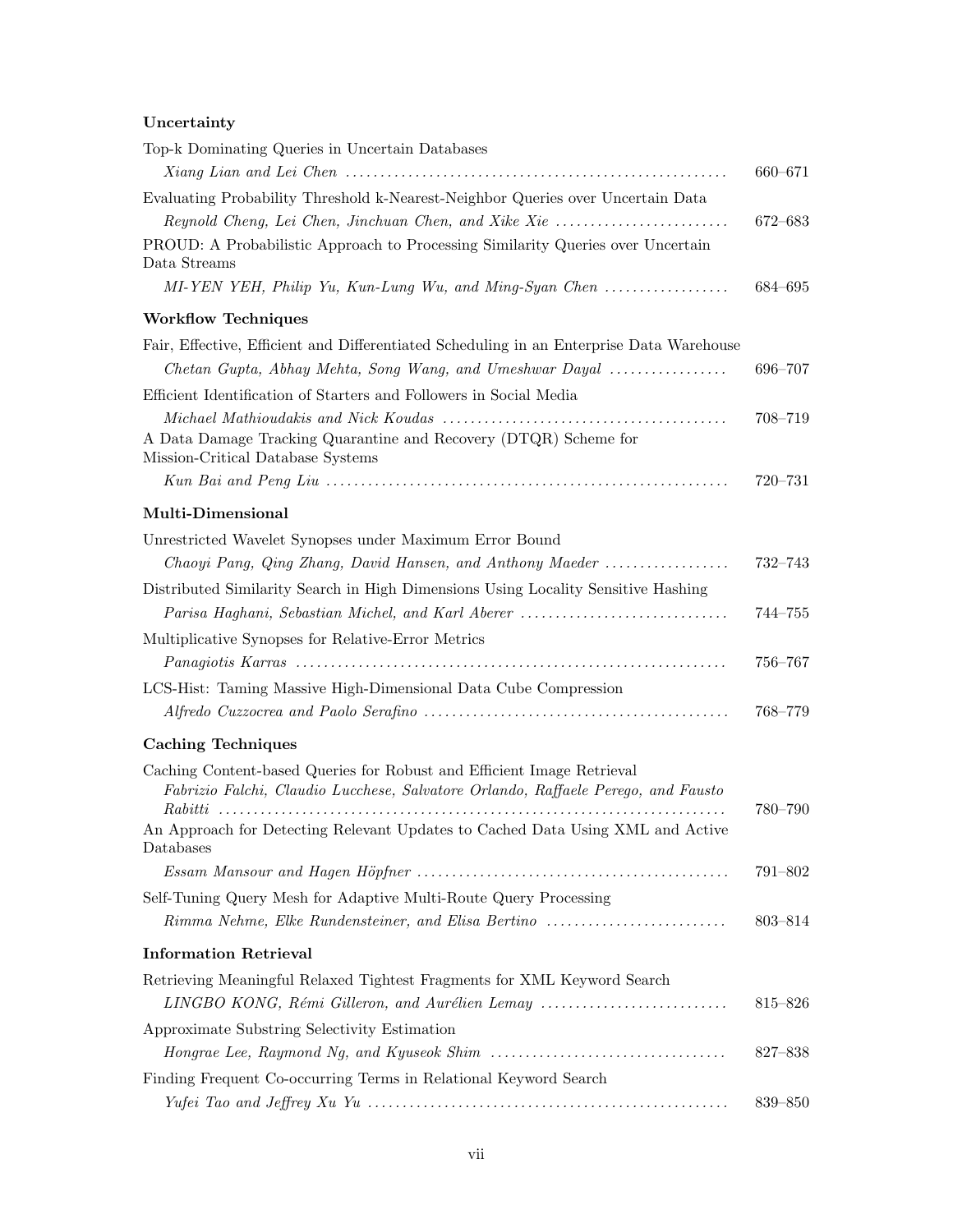## Uncertainty

Top-k Dominating Queries in Uncertain Databases
*Xiang Lian and Lei Chen* ..... 660–671

Evaluating Probability Threshold k-Nearest-Neighbor Queries over Uncertain Data
*Reynold Cheng, Lei Chen, Jinchuan Chen, and Xike Xie* ..... 672–683

PROUD: A Probabilistic Approach to Processing Similarity Queries over Uncertain Data Streams
*MI-YEN YEH, Philip Yu, Kun-Lung Wu, and Ming-Syan Chen* ..... 684–695

## Workflow Techniques

Fair, Effective, Efficient and Differentiated Scheduling in an Enterprise Data Warehouse
*Chetan Gupta, Abhay Mehta, Song Wang, and Umeshwar Dayal* ..... 696–707

Efficient Identification of Starters and Followers in Social Media
*Michael Mathioudakis and Nick Koudas* ..... 708–719

A Data Damage Tracking Quarantine and Recovery (DTQR) Scheme for Mission-Critical Database Systems
*Kun Bai and Peng Liu* ..... 720–731

## Multi-Dimensional

Unrestricted Wavelet Synopses under Maximum Error Bound
*Chaoyi Pang, Qing Zhang, David Hansen, and Anthony Maeder* ..... 732–743

Distributed Similarity Search in High Dimensions Using Locality Sensitive Hashing
*Parisa Haghani, Sebastian Michel, and Karl Aberer* ..... 744–755

Multiplicative Synopses for Relative-Error Metrics
*Panagiotis Karras* ..... 756–767

LCS-Hist: Taming Massive High-Dimensional Data Cube Compression
*Alfredo Cuzzocrea and Paolo Serafino* ..... 768–779

## Caching Techniques

Caching Content-based Queries for Robust and Efficient Image Retrieval
*Fabrizio Falchi, Claudio Lucchese, Salvatore Orlando, Raffaele Perego, and Fausto Rabitti* ..... 780–790

An Approach for Detecting Relevant Updates to Cached Data Using XML and Active Databases
*Essam Mansour and Hagen Höpfner* ..... 791–802

Self-Tuning Query Mesh for Adaptive Multi-Route Query Processing
*Rimma Nehme, Elke Rundensteiner, and Elisa Bertino* ..... 803–814

## Information Retrieval

Retrieving Meaningful Relaxed Tightest Fragments for XML Keyword Search
*LINGBO KONG, Rémi Gilleron, and Aurélien Lemay* ..... 815–826

Approximate Substring Selectivity Estimation
*Hongrae Lee, Raymond Ng, and Kyuseok Shim* ..... 827–838

Finding Frequent Co-occurring Terms in Relational Keyword Search
*Yufei Tao and Jeffrey Xu Yu* ..... 839–850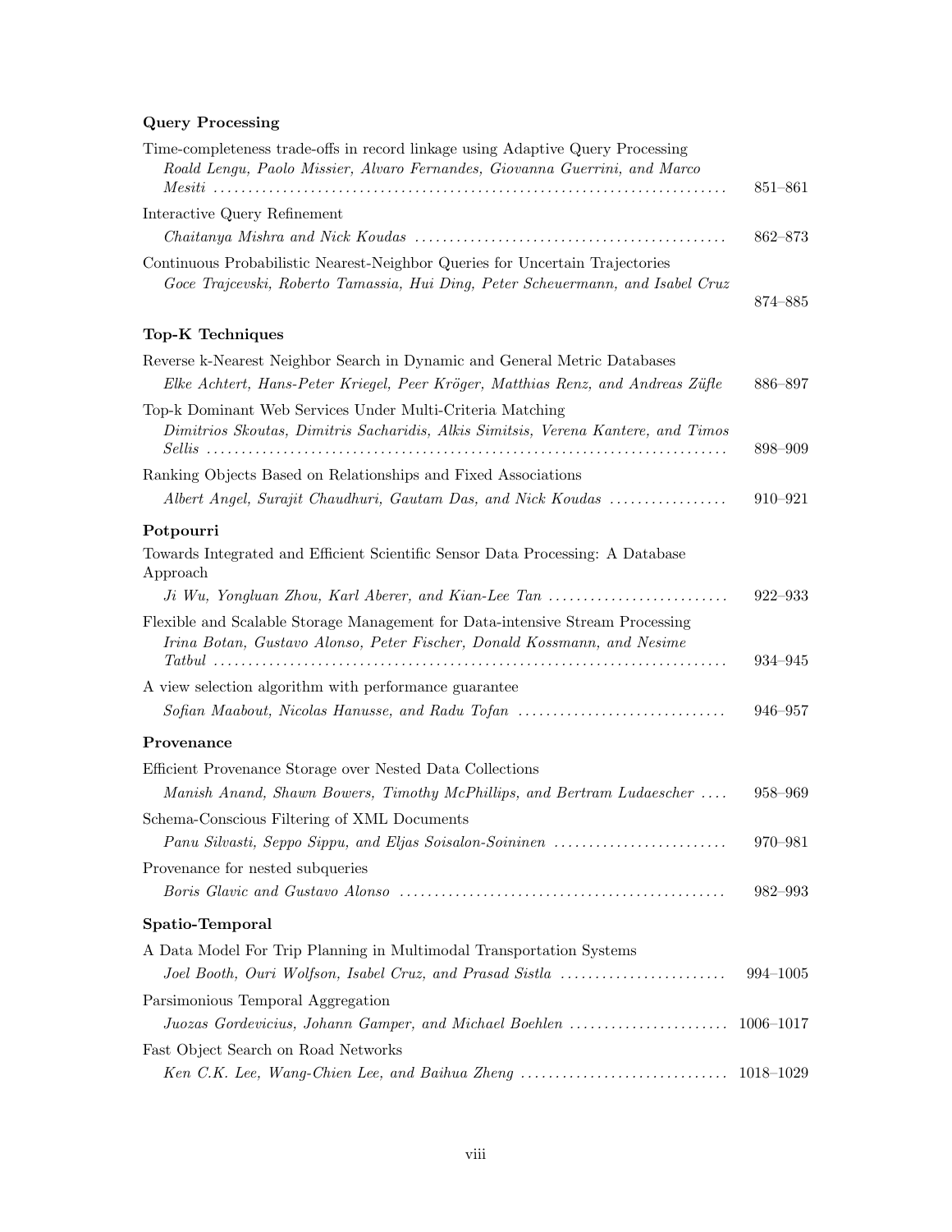**Query Processing**

Time-completeness trade-offs in record linkage using Adaptive Query Processing
*Roald Lengu, Paolo Missier, Alvaro Fernandes, Giovanna Guerrini, and Marco Mesiti* ... 851–861

Interactive Query Refinement
*Chaitanya Mishra and Nick Koudas* ... 862–873

Continuous Probabilistic Nearest-Neighbor Queries for Uncertain Trajectories
*Goce Trajcevski, Roberto Tamassia, Hui Ding, Peter Scheuermann, and Isabel Cruz* ... 874–885

**Top-K Techniques**

Reverse k-Nearest Neighbor Search in Dynamic and General Metric Databases
*Elke Achtert, Hans-Peter Kriegel, Peer Kröger, Matthias Renz, and Andreas Züfle* ... 886–897

Top-k Dominant Web Services Under Multi-Criteria Matching
*Dimitrios Skoutas, Dimitris Sacharidis, Alkis Simitsis, Verena Kantere, and Timos Sellis* ... 898–909

Ranking Objects Based on Relationships and Fixed Associations
*Albert Angel, Surajit Chaudhuri, Gautam Das, and Nick Koudas* ... 910–921

**Potpourri**

Towards Integrated and Efficient Scientific Sensor Data Processing: A Database Approach
*Ji Wu, Yongluan Zhou, Karl Aberer, and Kian-Lee Tan* ... 922–933

Flexible and Scalable Storage Management for Data-intensive Stream Processing
*Irina Botan, Gustavo Alonso, Peter Fischer, Donald Kossmann, and Nesime Tatbul* ... 934–945

A view selection algorithm with performance guarantee
*Sofian Maabout, Nicolas Hanusse, and Radu Tofan* ... 946–957

**Provenance**

Efficient Provenance Storage over Nested Data Collections
*Manish Anand, Shawn Bowers, Timothy McPhillips, and Bertram Ludaescher* ... 958–969

Schema-Conscious Filtering of XML Documents
*Panu Silvasti, Seppo Sippu, and Eljas Soisalon-Soininen* ... 970–981

Provenance for nested subqueries
*Boris Glavic and Gustavo Alonso* ... 982–993

**Spatio-Temporal**

A Data Model For Trip Planning in Multimodal Transportation Systems
*Joel Booth, Ouri Wolfson, Isabel Cruz, and Prasad Sistla* ... 994–1005

Parsimonious Temporal Aggregation
*Juozas Gordevicius, Johann Gamper, and Michael Boehlen* ... 1006–1017

Fast Object Search on Road Networks
*Ken C.K. Lee, Wang-Chien Lee, and Baihua Zheng* ... 1018–1029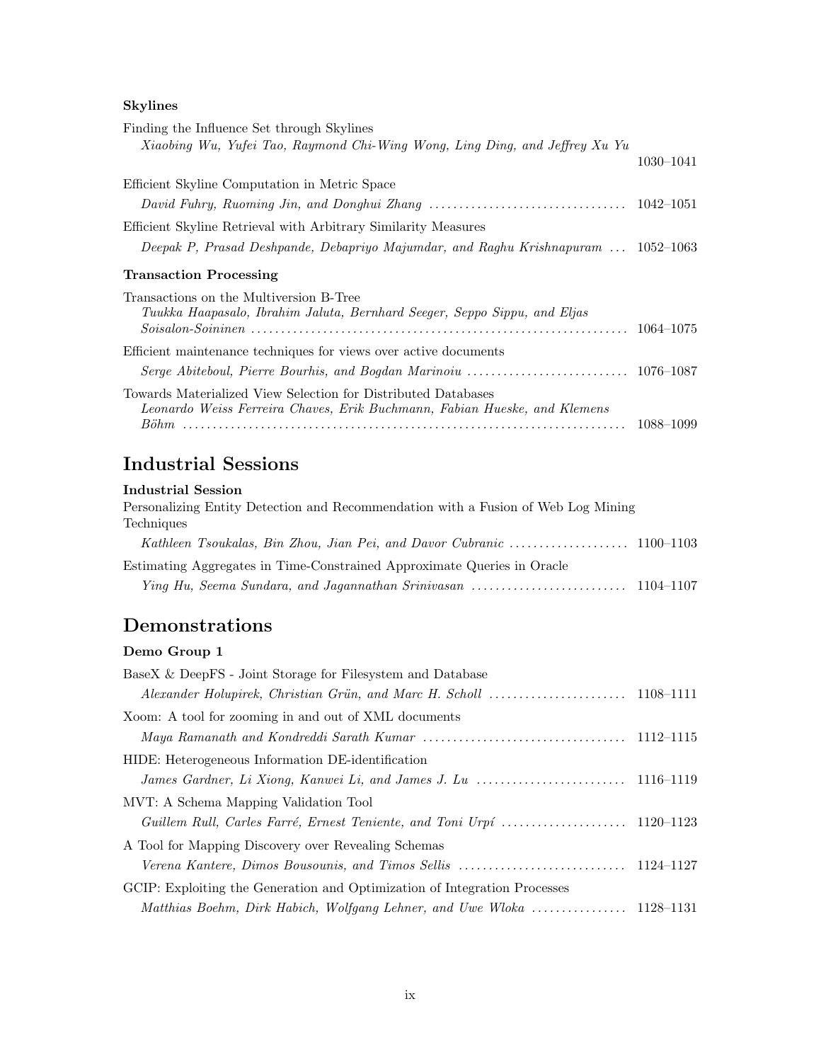**Skylines**

Finding the Influence Set through Skylines
*Xiaobing Wu, Yufei Tao, Raymond Chi-Wing Wong, Ling Ding, and Jeffrey Xu Yu* ... 1030–1041

Efficient Skyline Computation in Metric Space
*David Fuhry, Ruoming Jin, and Donghui Zhang* ... 1042–1051

Efficient Skyline Retrieval with Arbitrary Similarity Measures
*Deepak P, Prasad Deshpande, Debapriyo Majumdar, and Raghu Krishnapuram* ... 1052–1063

**Transaction Processing**

Transactions on the Multiversion B-Tree
*Tuukka Haapasalo, Ibrahim Jaluta, Bernhard Seeger, Seppo Sippu, and Eljas Soisalon-Soininen* ... 1064–1075

Efficient maintenance techniques for views over active documents
*Serge Abiteboul, Pierre Bourhis, and Bogdan Marinoiu* ... 1076–1087

Towards Materialized View Selection for Distributed Databases
*Leonardo Weiss Ferreira Chaves, Erik Buchmann, Fabian Hueske, and Klemens Böhm* ... 1088–1099

## Industrial Sessions

**Industrial Session**

Personalizing Entity Detection and Recommendation with a Fusion of Web Log Mining Techniques
*Kathleen Tsoukalas, Bin Zhou, Jian Pei, and Davor Cubranic* ... 1100–1103

Estimating Aggregates in Time-Constrained Approximate Queries in Oracle
*Ying Hu, Seema Sundara, and Jagannathan Srinivasan* ... 1104–1107

## Demonstrations

**Demo Group 1**

BaseX & DeepFS - Joint Storage for Filesystem and Database
*Alexander Holupirek, Christian Grün, and Marc H. Scholl* ... 1108–1111

Xoom: A tool for zooming in and out of XML documents
*Maya Ramanath and Kondreddi Sarath Kumar* ... 1112–1115

HIDE: Heterogeneous Information DE-identification
*James Gardner, Li Xiong, Kanwei Li, and James J. Lu* ... 1116–1119

MVT: A Schema Mapping Validation Tool
*Guillem Rull, Carles Farré, Ernest Teniente, and Toni Urpí* ... 1120–1123

A Tool for Mapping Discovery over Revealing Schemas
*Verena Kantere, Dimos Bousounis, and Timos Sellis* ... 1124–1127

GCIP: Exploiting the Generation and Optimization of Integration Processes
*Matthias Boehm, Dirk Habich, Wolfgang Lehner, and Uwe Wloka* ... 1128–1131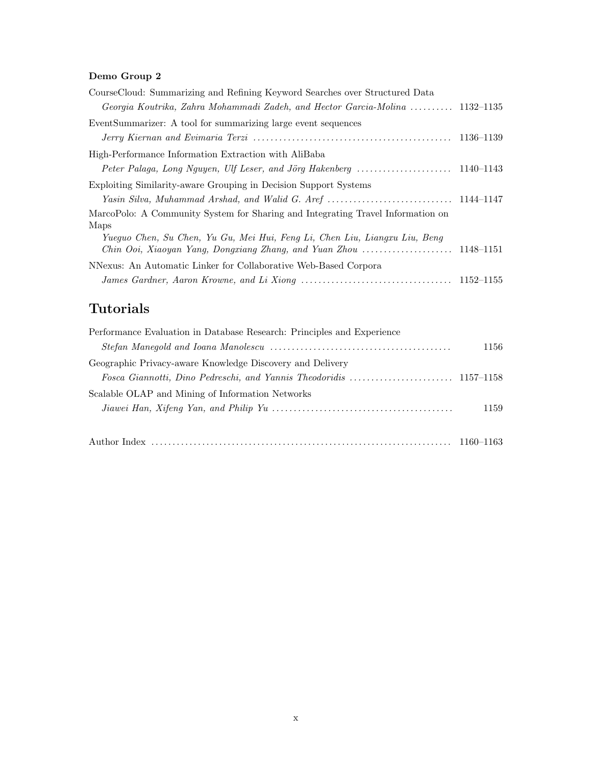**Demo Group 2**

CourseCloud: Summarizing and Refining Keyword Searches over Structured Data
*Georgia Koutrika, Zahra Mohammadi Zadeh, and Hector Garcia-Molina* .......... 1132–1135

EventSummarizer: A tool for summarizing large event sequences
*Jerry Kiernan and Evimaria Terzi* .............................................. 1136–1139

High-Performance Information Extraction with AliBaba
*Peter Palaga, Long Nguyen, Ulf Leser, and Jörg Hakenberg* ...................... 1140–1143

Exploiting Similarity-aware Grouping in Decision Support Systems
*Yasin Silva, Muhammad Arshad, and Walid G. Aref* ............................ 1144–1147

MarcoPolo: A Community System for Sharing and Integrating Travel Information on Maps
*Yueguo Chen, Su Chen, Yu Gu, Mei Hui, Feng Li, Chen Liu, Liangxu Liu, Beng Chin Ooi, Xiaoyan Yang, Dongxiang Zhang, and Yuan Zhou* ..................... 1148–1151

NNexus: An Automatic Linker for Collaborative Web-Based Corpora
*James Gardner, Aaron Krowne, and Li Xiong* .................................. 1152–1155

# Tutorials

Performance Evaluation in Database Research: Principles and Experience
*Stefan Manegold and Ioana Manolescu* ......................................... 1156

Geographic Privacy-aware Knowledge Discovery and Delivery
*Fosca Giannotti, Dino Pedreschi, and Yannis Theodoridis* ....................... 1157–1158

Scalable OLAP and Mining of Information Networks
*Jiawei Han, Xifeng Yan, and Philip Yu* .......................................... 1159

Author Index ..................................................................... 1160–1163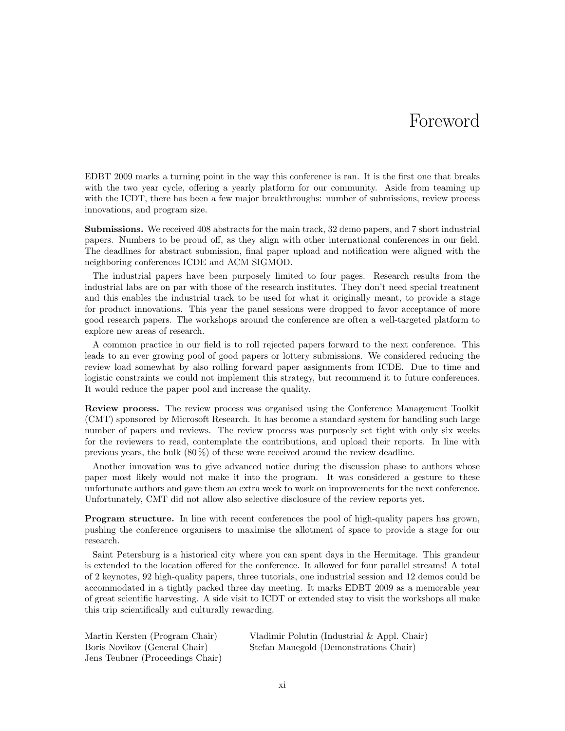# Foreword

EDBT 2009 marks a turning point in the way this conference is ran. It is the first one that breaks with the two year cycle, offering a yearly platform for our community. Aside from teaming up with the ICDT, there has been a few major breakthroughs: number of submissions, review process innovations, and program size.

**Submissions.** We received 408 abstracts for the main track, 32 demo papers, and 7 short industrial papers. Numbers to be proud off, as they align with other international conferences in our field. The deadlines for abstract submission, final paper upload and notification were aligned with the neighboring conferences ICDE and ACM SIGMOD.

The industrial papers have been purposely limited to four pages. Research results from the industrial labs are on par with those of the research institutes. They don't need special treatment and this enables the industrial track to be used for what it originally meant, to provide a stage for product innovations. This year the panel sessions were dropped to favor acceptance of more good research papers. The workshops around the conference are often a well-targeted platform to explore new areas of research.

A common practice in our field is to roll rejected papers forward to the next conference. This leads to an ever growing pool of good papers or lottery submissions. We considered reducing the review load somewhat by also rolling forward paper assignments from ICDE. Due to time and logistic constraints we could not implement this strategy, but recommend it to future conferences. It would reduce the paper pool and increase the quality.

**Review process.** The review process was organised using the Conference Management Toolkit (CMT) sponsored by Microsoft Research. It has become a standard system for handling such large number of papers and reviews. The review process was purposely set tight with only six weeks for the reviewers to read, contemplate the contributions, and upload their reports. In line with previous years, the bulk (80 %) of these were received around the review deadline.

Another innovation was to give advanced notice during the discussion phase to authors whose paper most likely would not make it into the program. It was considered a gesture to these unfortunate authors and gave them an extra week to work on improvements for the next conference. Unfortunately, CMT did not allow also selective disclosure of the review reports yet.

**Program structure.** In line with recent conferences the pool of high-quality papers has grown, pushing the conference organisers to maximise the allotment of space to provide a stage for our research.

Saint Petersburg is a historical city where you can spent days in the Hermitage. This grandeur is extended to the location offered for the conference. It allowed for four parallel streams! A total of 2 keynotes, 92 high-quality papers, three tutorials, one industrial session and 12 demos could be accommodated in a tightly packed three day meeting. It marks EDBT 2009 as a memorable year of great scientific harvesting. A side visit to ICDT or extended stay to visit the workshops all make this trip scientifically and culturally rewarding.

Martin Kersten (Program Chair)
Boris Novikov (General Chair)
Jens Teubner (Proceedings Chair)
Vladimir Polutin (Industrial & Appl. Chair)
Stefan Manegold (Demonstrations Chair)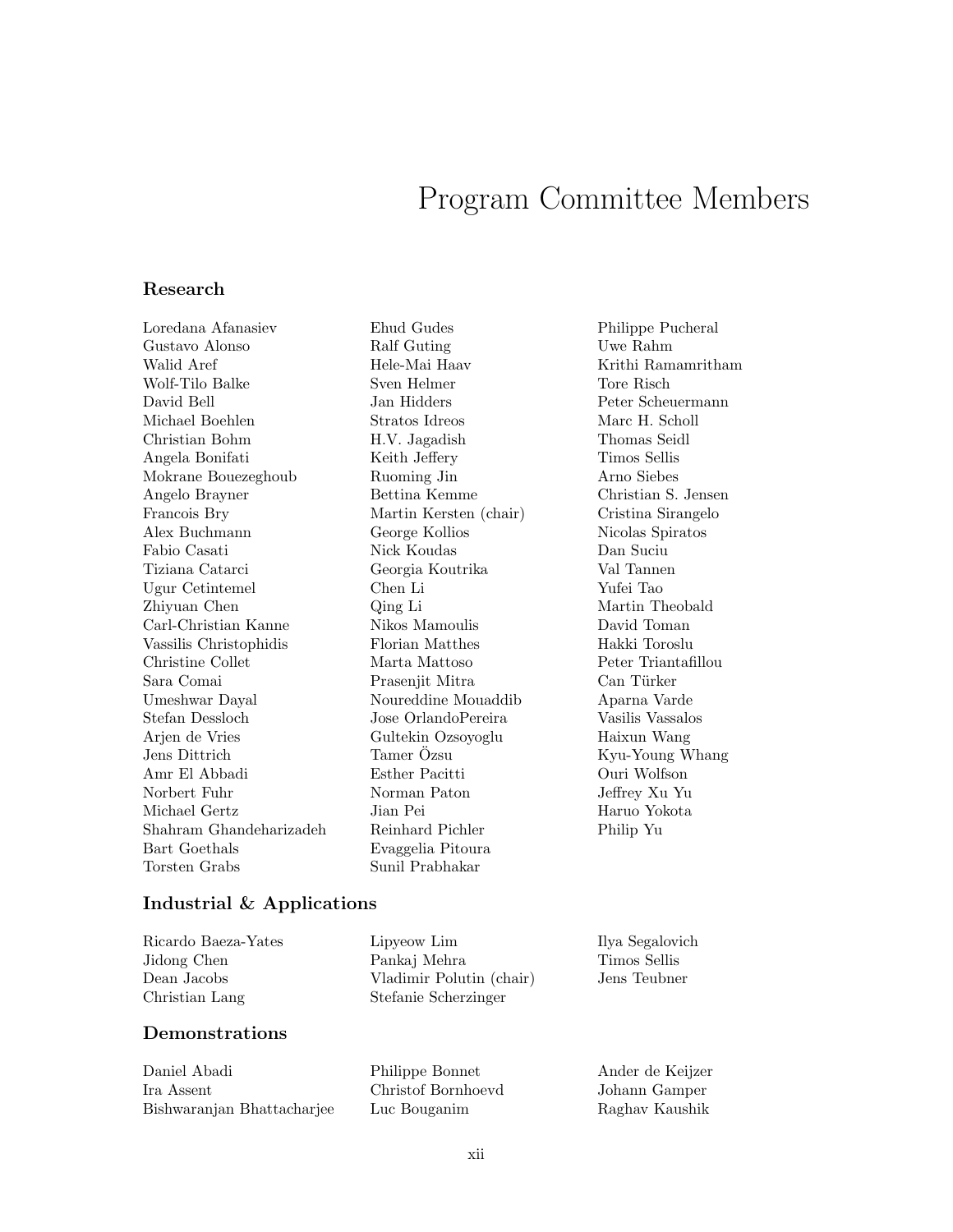# Program Committee Members

## Research

Loredana Afanasiev
Gustavo Alonso
Walid Aref
Wolf-Tilo Balke
David Bell
Michael Boehlen
Christian Bohm
Angela Bonifati
Mokrane Bouezeghoub
Angelo Brayner
Francois Bry
Alex Buchmann
Fabio Casati
Tiziana Catarci
Ugur Cetintemel
Zhiyuan Chen
Carl-Christian Kanne
Vassilis Christophidis
Christine Collet
Sara Comai
Umeshwar Dayal
Stefan Dessloch
Arjen de Vries
Jens Dittrich
Amr El Abbadi
Norbert Fuhr
Michael Gertz
Shahram Ghandeharizadeh
Bart Goethals
Torsten Grabs
Ehud Gudes
Ralf Guting
Hele-Mai Haav
Sven Helmer
Jan Hidders
Stratos Idreos
H.V. Jagadish
Keith Jeffery
Ruoming Jin
Bettina Kemme
Martin Kersten (chair)
George Kollios
Nick Koudas
Georgia Koutrika
Chen Li
Qing Li
Nikos Mamoulis
Florian Matthes
Marta Mattoso
Prasenjit Mitra
Noureddine Mouaddib
Jose OrlandoPereira
Gultekin Ozsoyoglu
Tamer Özsu
Esther Pacitti
Norman Paton
Jian Pei
Reinhard Pichler
Evaggelia Pitoura
Sunil Prabhakar
Philippe Pucheral
Uwe Rahm
Krithi Ramamritham
Tore Risch
Peter Scheuermann
Marc H. Scholl
Thomas Seidl
Timos Sellis
Arno Siebes
Christian S. Jensen
Cristina Sirangelo
Nicolas Spiratos
Dan Suciu
Val Tannen
Yufei Tao
Martin Theobald
David Toman
Hakki Toroslu
Peter Triantafillou
Can Türker
Aparna Varde
Vasilis Vassalos
Haixun Wang
Kyu-Young Whang
Ouri Wolfson
Jeffrey Xu Yu
Haruo Yokota
Philip Yu

## Industrial & Applications

Ricardo Baeza-Yates
Jidong Chen
Dean Jacobs
Christian Lang
Lipyeow Lim
Pankaj Mehra
Vladimir Polutin (chair)
Stefanie Scherzinger
Ilya Segalovich
Timos Sellis
Jens Teubner

## Demonstrations

Daniel Abadi
Ira Assent
Bishwaranjan Bhattacharjee
Philippe Bonnet
Christof Bornhoevd
Luc Bouganim
Ander de Keijzer
Johann Gamper
Raghav Kaushik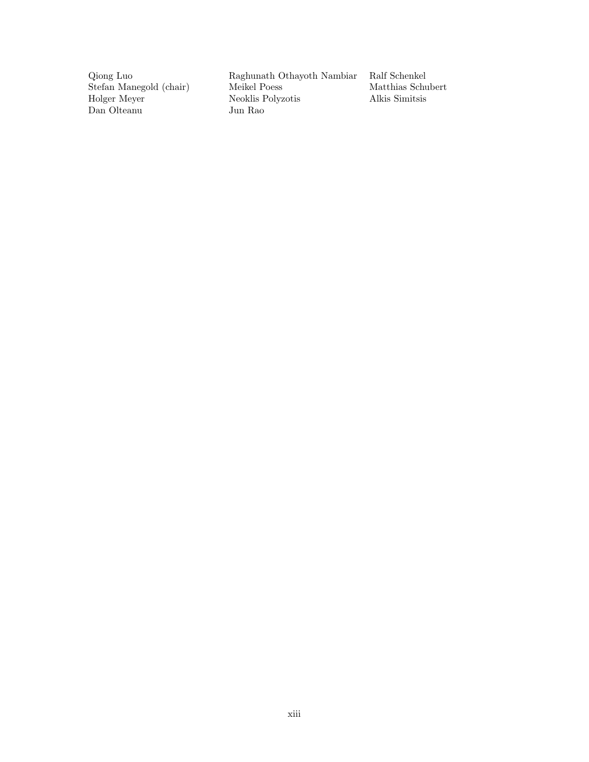Qiong Luo
Stefan Manegold (chair)
Holger Meyer
Dan Olteanu
Raghunath Othayoth Nambiar
Meikel Poess
Neoklis Polyzotis
Jun Rao
Ralf Schenkel
Matthias Schubert
Alkis Simitsis